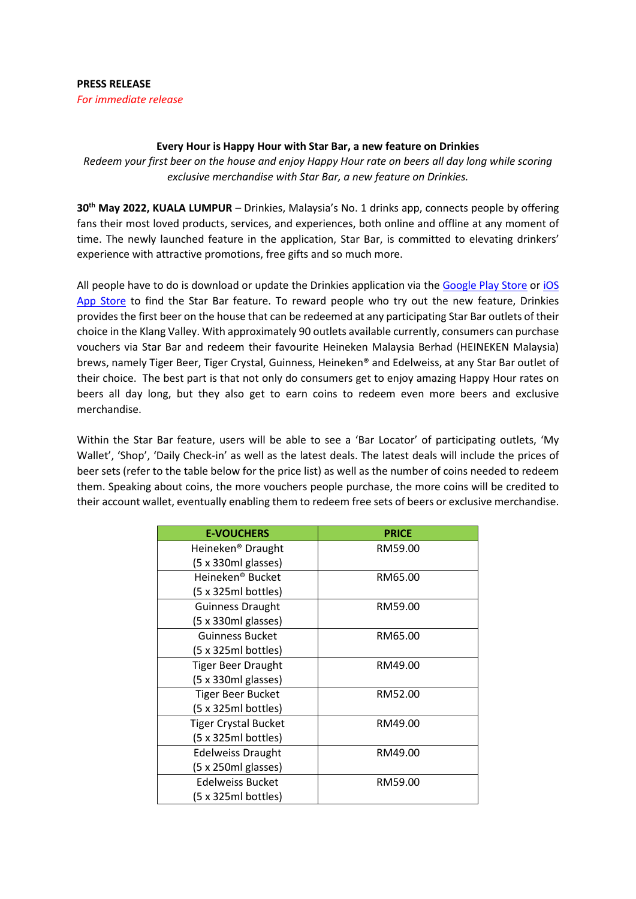**PRESS RELEASE**

*For immediate release*

**Every Hour is Happy Hour with Star Bar, a new feature on Drinkies**

*Redeem your first beer on the house and enjoy Happy Hour rate on beers all day long while scoring exclusive merchandise with Star Bar, a new feature on Drinkies.*

**30th May 2022, KUALA LUMPUR** – Drinkies, Malaysia's No. 1 drinks app, connects people by offering fans their most loved products, services, and experiences, both online and offline at any moment of time. The newly launched feature in the application, Star Bar, is committed to elevating drinkers' experience with attractive promotions, free gifts and so much more.

All people have to do is download or update the Drinkies application via the Google Play Store or iOS App Store to find the Star Bar feature. To reward people who try out the new feature, Drinkies provides the first beer on the house that can be redeemed at any participating Star Bar outlets of their choice in the Klang Valley. With approximately 90 outlets available currently, consumers can purchase vouchers via Star Bar and redeem their favourite Heineken Malaysia Berhad (HEINEKEN Malaysia) brews, namely Tiger Beer, Tiger Crystal, Guinness, Heineken® and Edelweiss, at any Star Bar outlet of their choice. The best part is that not only do consumers get to enjoy amazing Happy Hour rates on beers all day long, but they also get to earn coins to redeem even more beers and exclusive merchandise.

Within the Star Bar feature, users will be able to see a 'Bar Locator' of participating outlets, 'My Wallet', 'Shop', 'Daily Check-in' as well as the latest deals. The latest deals will include the prices of beer sets (refer to the table below for the price list) as well as the number of coins needed to redeem them. Speaking about coins, the more vouchers people purchase, the more coins will be credited to their account wallet, eventually enabling them to redeem free sets of beers or exclusive merchandise.

| E-VOUCHERS | PRICE |
|---|---|
| Heineken® Draught (5 x 330ml glasses) | RM59.00 |
| Heineken® Bucket (5 x 325ml bottles) | RM65.00 |
| Guinness Draught (5 x 330ml glasses) | RM59.00 |
| Guinness Bucket (5 x 325ml bottles) | RM65.00 |
| Tiger Beer Draught (5 x 330ml glasses) | RM49.00 |
| Tiger Beer Bucket (5 x 325ml bottles) | RM52.00 |
| Tiger Crystal Bucket (5 x 325ml bottles) | RM49.00 |
| Edelweiss Draught (5 x 250ml glasses) | RM49.00 |
| Edelweiss Bucket (5 x 325ml bottles) | RM59.00 |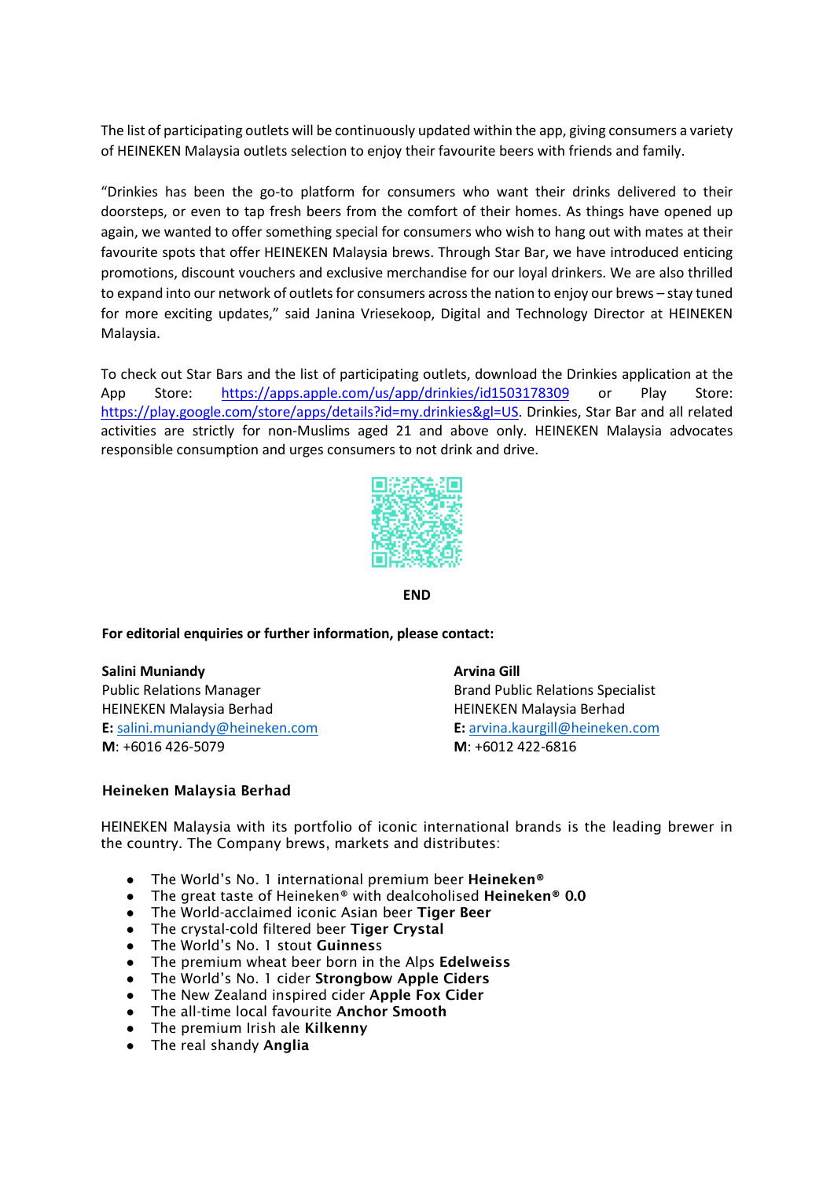The list of participating outlets will be continuously updated within the app, giving consumers a variety of HEINEKEN Malaysia outlets selection to enjoy their favourite beers with friends and family.

"Drinkies has been the go-to platform for consumers who want their drinks delivered to their doorsteps, or even to tap fresh beers from the comfort of their homes. As things have opened up again, we wanted to offer something special for consumers who wish to hang out with mates at their favourite spots that offer HEINEKEN Malaysia brews. Through Star Bar, we have introduced enticing promotions, discount vouchers and exclusive merchandise for our loyal drinkers. We are also thrilled to expand into our network of outlets for consumers across the nation to enjoy our brews – stay tuned for more exciting updates," said Janina Vriesekoop, Digital and Technology Director at HEINEKEN Malaysia.

To check out Star Bars and the list of participating outlets, download the Drinkies application at the App Store: https://apps.apple.com/us/app/drinkies/id1503178309 or Play Store: https://play.google.com/store/apps/details?id=my.drinkies&gl=US. Drinkies, Star Bar and all related activities are strictly for non-Muslims aged 21 and above only. HEINEKEN Malaysia advocates responsible consumption and urges consumers to not drink and drive.

**END**

**For editorial enquiries or further information, please contact:**

**Salini Muniandy**
Public Relations Manager
HEINEKEN Malaysia Berhad
**E:** salini.muniandy@heineken.com
**M**: +6016 426-5079

**Arvina Gill**
Brand Public Relations Specialist
HEINEKEN Malaysia Berhad
**E:** arvina.kaurgill@heineken.com
**M**: +6012 422-6816

**Heineken Malaysia Berhad**

HEINEKEN Malaysia with its portfolio of iconic international brands is the leading brewer in the country. The Company brews, markets and distributes:

- The World's No. 1 international premium beer **Heineken®**
- The great taste of Heineken® with dealcoholised **Heineken® 0.0**
- The World-acclaimed iconic Asian beer **Tiger Beer**
- The crystal-cold filtered beer **Tiger Crystal**
- The World's No. 1 stout **Guinness**
- The premium wheat beer born in the Alps **Edelweiss**
- The World's No. 1 cider **Strongbow Apple Ciders**
- The New Zealand inspired cider **Apple Fox Cider**
- The all-time local favourite **Anchor Smooth**
- The premium Irish ale **Kilkenny**
- The real shandy **Anglia**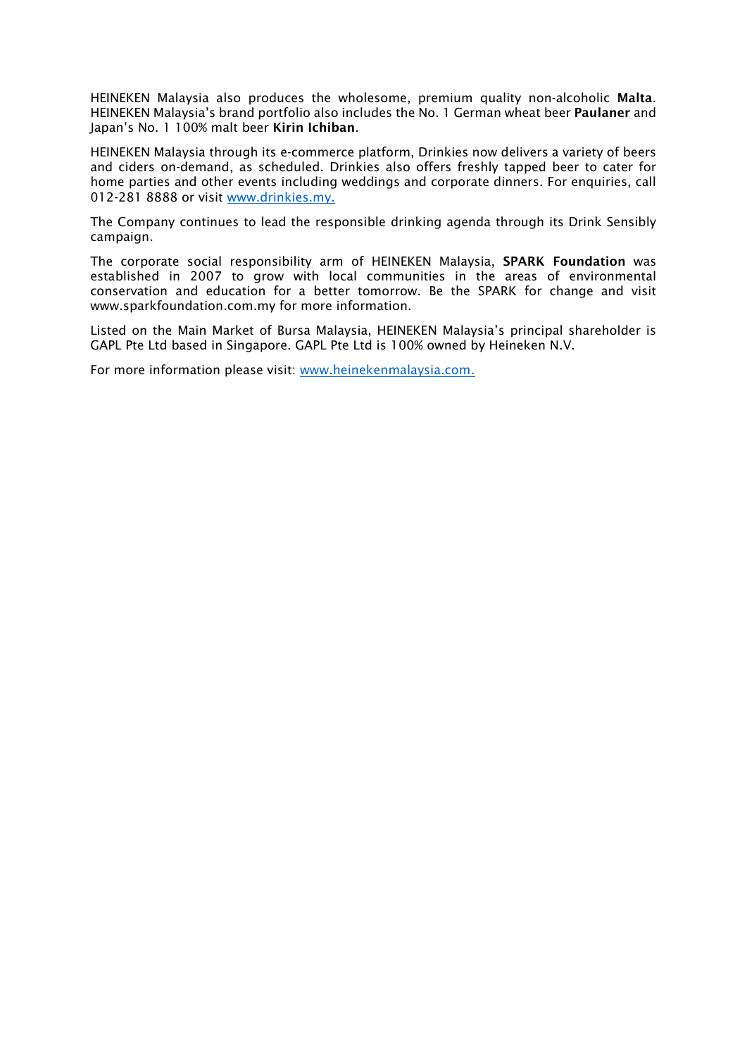HEINEKEN Malaysia also produces the wholesome, premium quality non-alcoholic **Malta**. HEINEKEN Malaysia's brand portfolio also includes the No. 1 German wheat beer **Paulaner** and Japan's No. 1 100% malt beer **Kirin Ichiban**.

HEINEKEN Malaysia through its e-commerce platform, Drinkies now delivers a variety of beers and ciders on-demand, as scheduled. Drinkies also offers freshly tapped beer to cater for home parties and other events including weddings and corporate dinners. For enquiries, call 012-281 8888 or visit www.drinkies.my.

The Company continues to lead the responsible drinking agenda through its Drink Sensibly campaign.

The corporate social responsibility arm of HEINEKEN Malaysia, **SPARK Foundation** was established in 2007 to grow with local communities in the areas of environmental conservation and education for a better tomorrow. Be the SPARK for change and visit www.sparkfoundation.com.my for more information.

Listed on the Main Market of Bursa Malaysia, HEINEKEN Malaysia's principal shareholder is GAPL Pte Ltd based in Singapore. GAPL Pte Ltd is 100% owned by Heineken N.V.

For more information please visit: www.heinekenmalaysia.com.